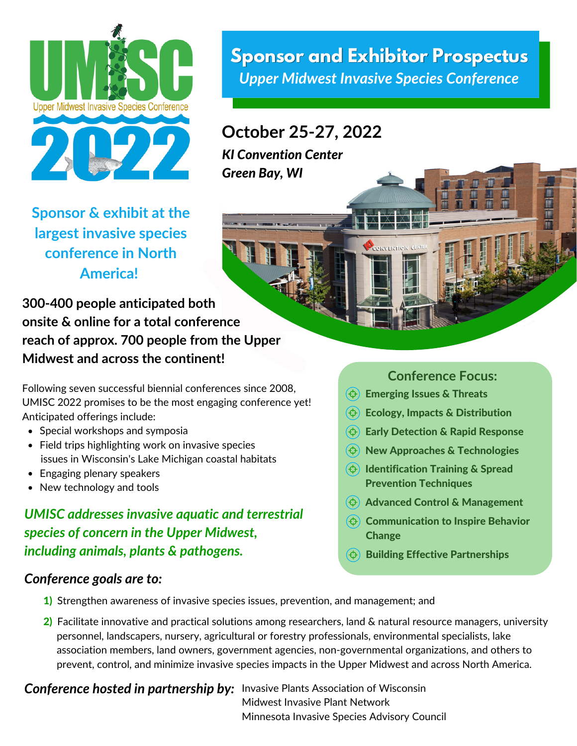# Sponsor and Exhibitor Prospectus

*Upper Midwest Invasive Species Conference*

UMISC Upper Midwest Invasive Species Conference 2022

## October 25-27, 2022

***KI Convention Center***
***Green Bay, WI***

## Sponsor & exhibit at the largest invasive species conference in North America!

**300-400 people anticipated both onsite & online for a total conference reach of approx. 700 people from the Upper Midwest and across the continent!**

Following seven successful biennial conferences since 2008, UMISC 2022 promises to be the most engaging conference yet! Anticipated offerings include:

- Special workshops and symposia
- Field trips highlighting work on invasive species issues in Wisconsin's Lake Michigan coastal habitats
- Engaging plenary speakers
- New technology and tools

***UMISC addresses invasive aquatic and terrestrial species of concern in the Upper Midwest, including animals, plants & pathogens.***

### Conference Focus:

- **Emerging Issues & Threats**
- **Ecology, Impacts & Distribution**
- **Early Detection & Rapid Response**
- **New Approaches & Technologies**
- **Identification Training & Spread Prevention Techniques**
- **Advanced Control & Management**
- **Communication to Inspire Behavior Change**
- **Building Effective Partnerships**

### *Conference goals are to:*

1) Strengthen awareness of invasive species issues, prevention, and management; and
2) Facilitate innovative and practical solutions among researchers, land & natural resource managers, university personnel, landscapers, nursery, agricultural or forestry professionals, environmental specialists, lake association members, land owners, government agencies, non-governmental organizations, and others to prevent, control, and minimize invasive species impacts in the Upper Midwest and across North America.

***Conference hosted in partnership by:*** Invasive Plants Association of Wisconsin
Midwest Invasive Plant Network
Minnesota Invasive Species Advisory Council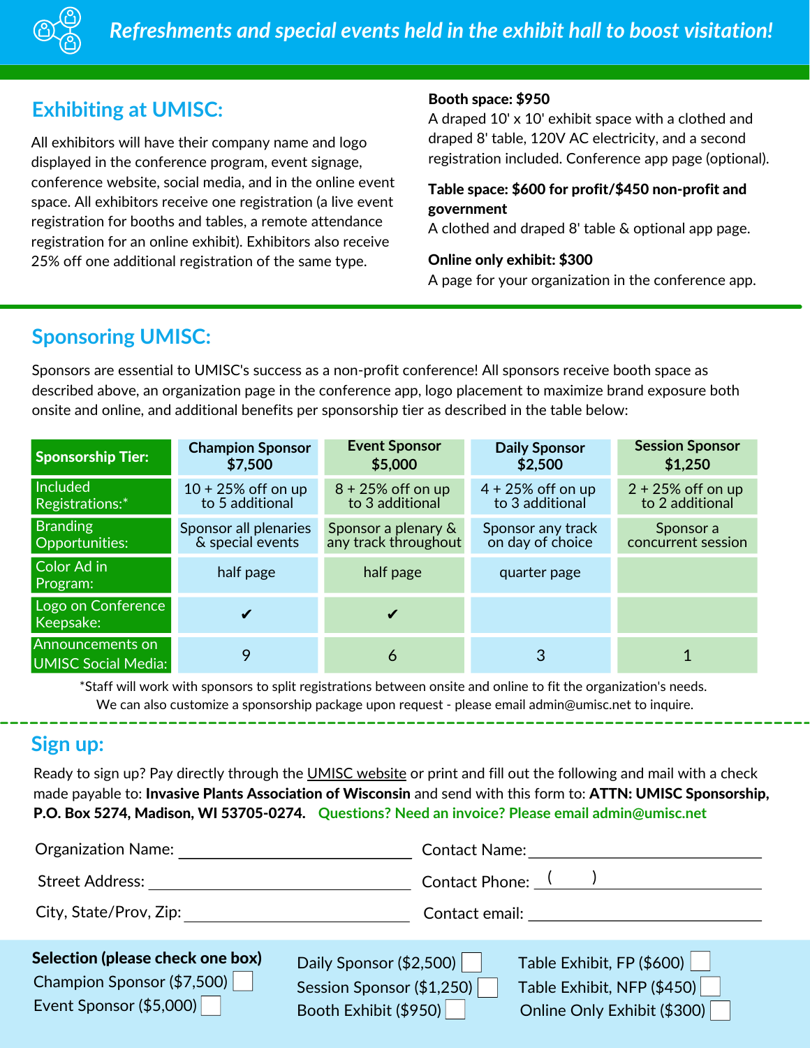*Refreshments and special events held in the exhibit hall to boost visitation!*

## Exhibiting at UMISC:

All exhibitors will have their company name and logo displayed in the conference program, event signage, conference website, social media, and in the online event space. All exhibitors receive one registration (a live event registration for booths and tables, a remote attendance registration for an online exhibit). Exhibitors also receive 25% off one additional registration of the same type.

**Booth space: $950**
A draped 10' x 10' exhibit space with a clothed and draped 8' table, 120V AC electricity, and a second registration included. Conference app page (optional).

**Table space: $600 for profit/$450 non-profit and government**
A clothed and draped 8' table & optional app page.

**Online only exhibit: $300**
A page for your organization in the conference app.

## Sponsoring UMISC:

Sponsors are essential to UMISC's success as a non-profit conference! All sponsors receive booth space as described above, an organization page in the conference app, logo placement to maximize brand exposure both onsite and online, and additional benefits per sponsorship tier as described in the table below:

| Sponsorship Tier: | Champion Sponsor $7,500 | Event Sponsor $5,000 | Daily Sponsor $2,500 | Session Sponsor $1,250 |
|---|---|---|---|---|
| Included Registrations:* | 10 + 25% off on up to 5 additional | 8 + 25% off on up to 3 additional | 4 + 25% off on up to 3 additional | 2 + 25% off on up to 2 additional |
| Branding Opportunities: | Sponsor all plenaries & special events | Sponsor a plenary & any track throughout | Sponsor any track on day of choice | Sponsor a concurrent session |
| Color Ad in Program: | half page | half page | quarter page | |
| Logo on Conference Keepsake: | ✔ | ✔ | | |
| Announcements on UMISC Social Media: | 9 | 6 | 3 | 1 |

*Staff will work with sponsors to split registrations between onsite and online to fit the organization's needs.
We can also customize a sponsorship package upon request - please email admin@umisc.net to inquire.

## Sign up:

Ready to sign up? Pay directly through the UMISC website or print and fill out the following and mail with a check made payable to: **Invasive Plants Association of Wisconsin** and send with this form to: **ATTN: UMISC Sponsorship, P.O. Box 5274, Madison, WI 53705-0274.** **Questions? Need an invoice? Please email admin@umisc.net**

Organization Name: ______________________

Street Address: ______________________

City, State/Prov, Zip: ______________________

Contact Name: ______________________

Contact Phone: (      ) ______________________

Contact email: ______________________

**Selection (please check one box)**

- Champion Sponsor ($7,500) ☐
- Event Sponsor ($5,000) ☐
- Daily Sponsor ($2,500) ☐
- Session Sponsor ($1,250) ☐
- Booth Exhibit ($950) ☐
- Table Exhibit, FP ($600) ☐
- Table Exhibit, NFP ($450) ☐
- Online Only Exhibit ($300) ☐